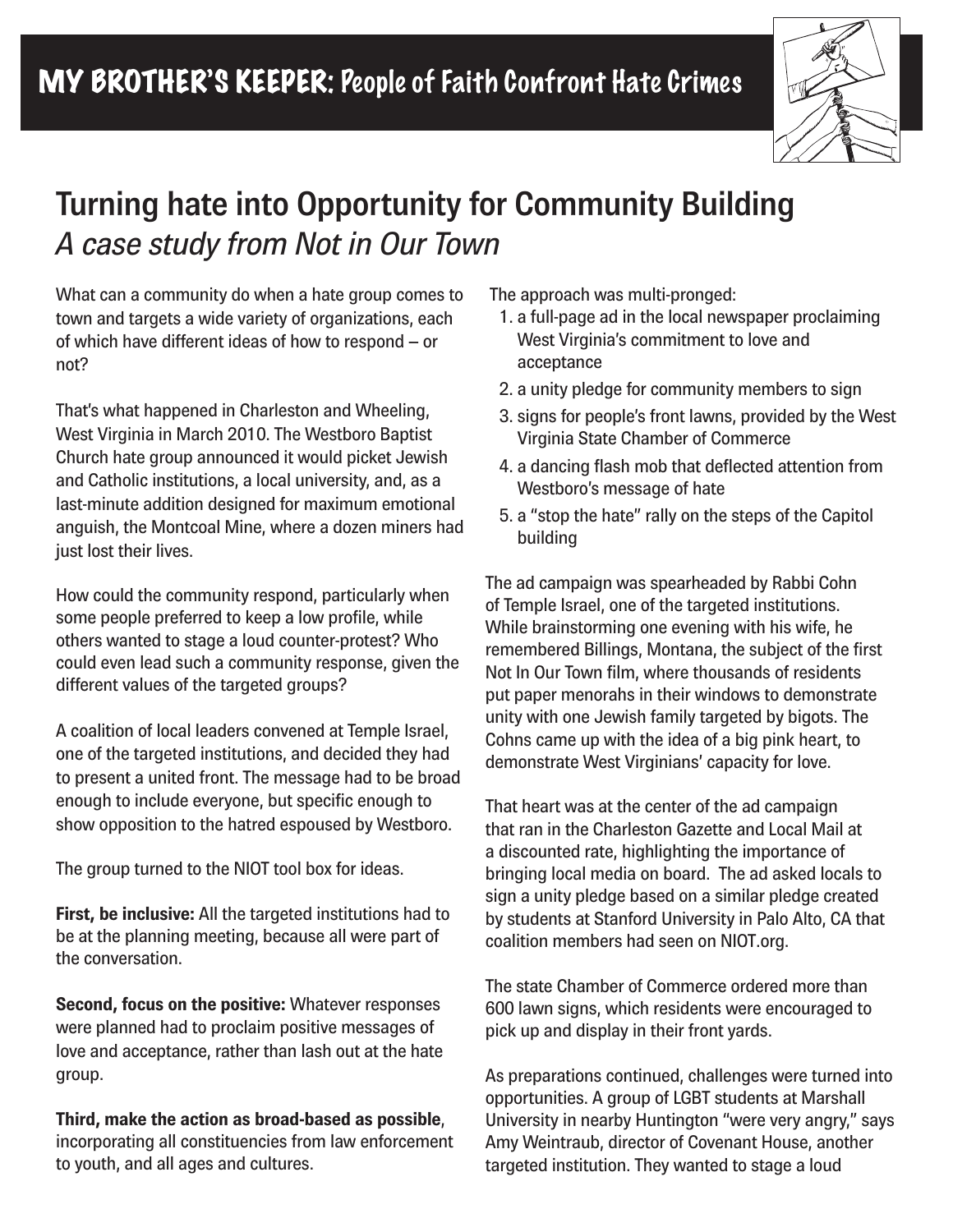# MY BROTHER'S KEEPER: People of Faith Confront Hate Crimes

## Turning hate into Opportunity for Community Building

*A case study from Not in Our Town*

What can a community do when a hate group comes to town and targets a wide variety of organizations, each of which have different ideas of how to respond – or not?

That's what happened in Charleston and Wheeling, West Virginia in March 2010. The Westboro Baptist Church hate group announced it would picket Jewish and Catholic institutions, a local university, and, as a last-minute addition designed for maximum emotional anguish, the Montcoal Mine, where a dozen miners had just lost their lives.

How could the community respond, particularly when some people preferred to keep a low profile, while others wanted to stage a loud counter-protest? Who could even lead such a community response, given the different values of the targeted groups?

A coalition of local leaders convened at Temple Israel, one of the targeted institutions, and decided they had to present a united front. The message had to be broad enough to include everyone, but specific enough to show opposition to the hatred espoused by Westboro.

The group turned to the NIOT tool box for ideas.

**First, be inclusive:** All the targeted institutions had to be at the planning meeting, because all were part of the conversation.

**Second, focus on the positive:** Whatever responses were planned had to proclaim positive messages of love and acceptance, rather than lash out at the hate group.

**Third, make the action as broad-based as possible**, incorporating all constituencies from law enforcement to youth, and all ages and cultures.

The approach was multi-pronged:

1. a full-page ad in the local newspaper proclaiming West Virginia's commitment to love and acceptance
2. a unity pledge for community members to sign
3. signs for people's front lawns, provided by the West Virginia State Chamber of Commerce
4. a dancing flash mob that deflected attention from Westboro's message of hate
5. a "stop the hate" rally on the steps of the Capitol building

The ad campaign was spearheaded by Rabbi Cohn of Temple Israel, one of the targeted institutions. While brainstorming one evening with his wife, he remembered Billings, Montana, the subject of the first Not In Our Town film, where thousands of residents put paper menorahs in their windows to demonstrate unity with one Jewish family targeted by bigots. The Cohns came up with the idea of a big pink heart, to demonstrate West Virginians' capacity for love.

That heart was at the center of the ad campaign that ran in the Charleston Gazette and Local Mail at a discounted rate, highlighting the importance of bringing local media on board. The ad asked locals to sign a unity pledge based on a similar pledge created by students at Stanford University in Palo Alto, CA that coalition members had seen on NIOT.org.

The state Chamber of Commerce ordered more than 600 lawn signs, which residents were encouraged to pick up and display in their front yards.

As preparations continued, challenges were turned into opportunities. A group of LGBT students at Marshall University in nearby Huntington "were very angry," says Amy Weintraub, director of Covenant House, another targeted institution. They wanted to stage a loud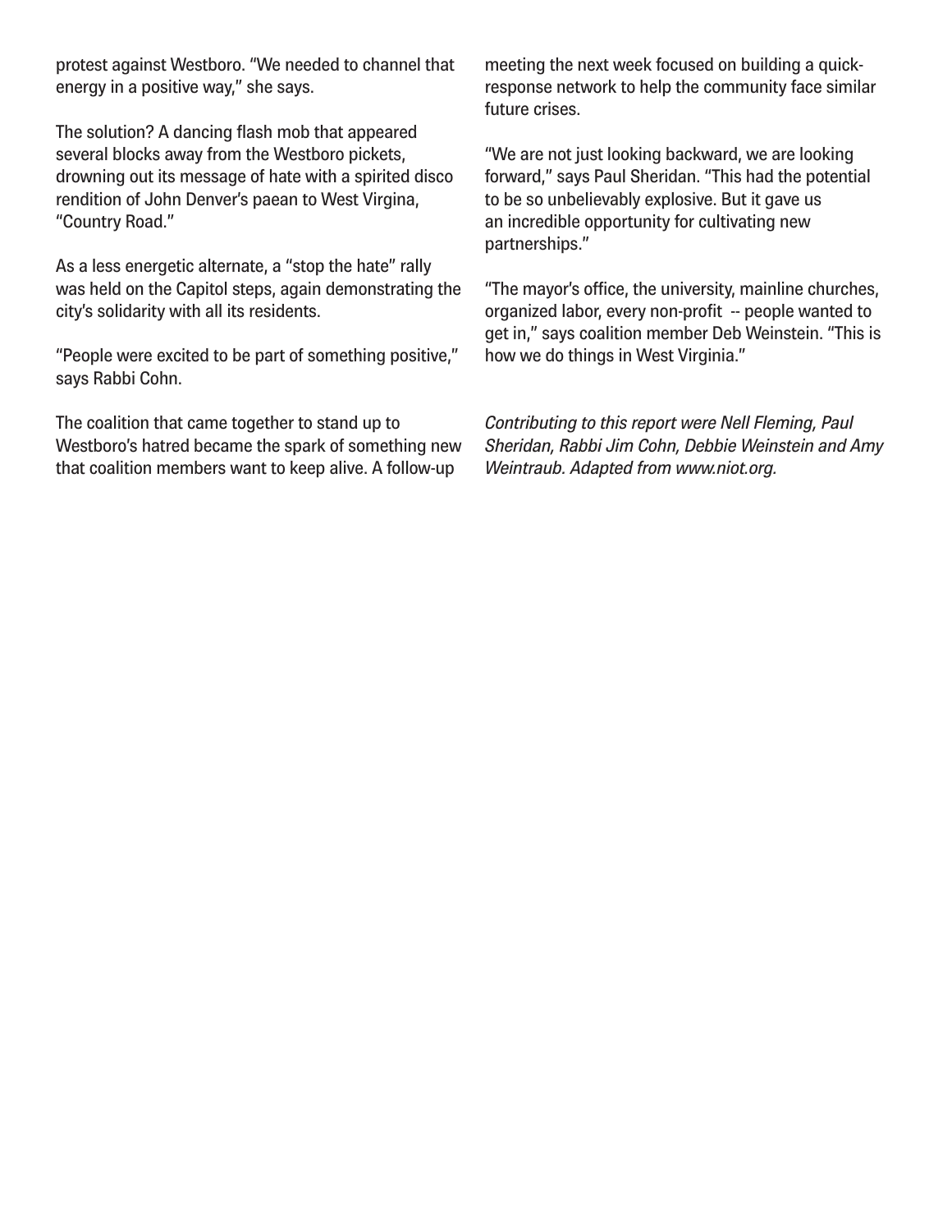protest against Westboro. "We needed to channel that energy in a positive way," she says.

The solution? A dancing flash mob that appeared several blocks away from the Westboro pickets, drowning out its message of hate with a spirited disco rendition of John Denver's paean to West Virgina, "Country Road."

As a less energetic alternate, a "stop the hate" rally was held on the Capitol steps, again demonstrating the city's solidarity with all its residents.

"People were excited to be part of something positive," says Rabbi Cohn.

The coalition that came together to stand up to Westboro's hatred became the spark of something new that coalition members want to keep alive. A follow-up meeting the next week focused on building a quick-response network to help the community face similar future crises.

"We are not just looking backward, we are looking forward," says Paul Sheridan. "This had the potential to be so unbelievably explosive. But it gave us an incredible opportunity for cultivating new partnerships."

"The mayor's office, the university, mainline churches, organized labor, every non-profit -- people wanted to get in," says coalition member Deb Weinstein. "This is how we do things in West Virginia."

*Contributing to this report were Nell Fleming, Paul Sheridan, Rabbi Jim Cohn, Debbie Weinstein and Amy Weintraub. Adapted from www.niot.org.*